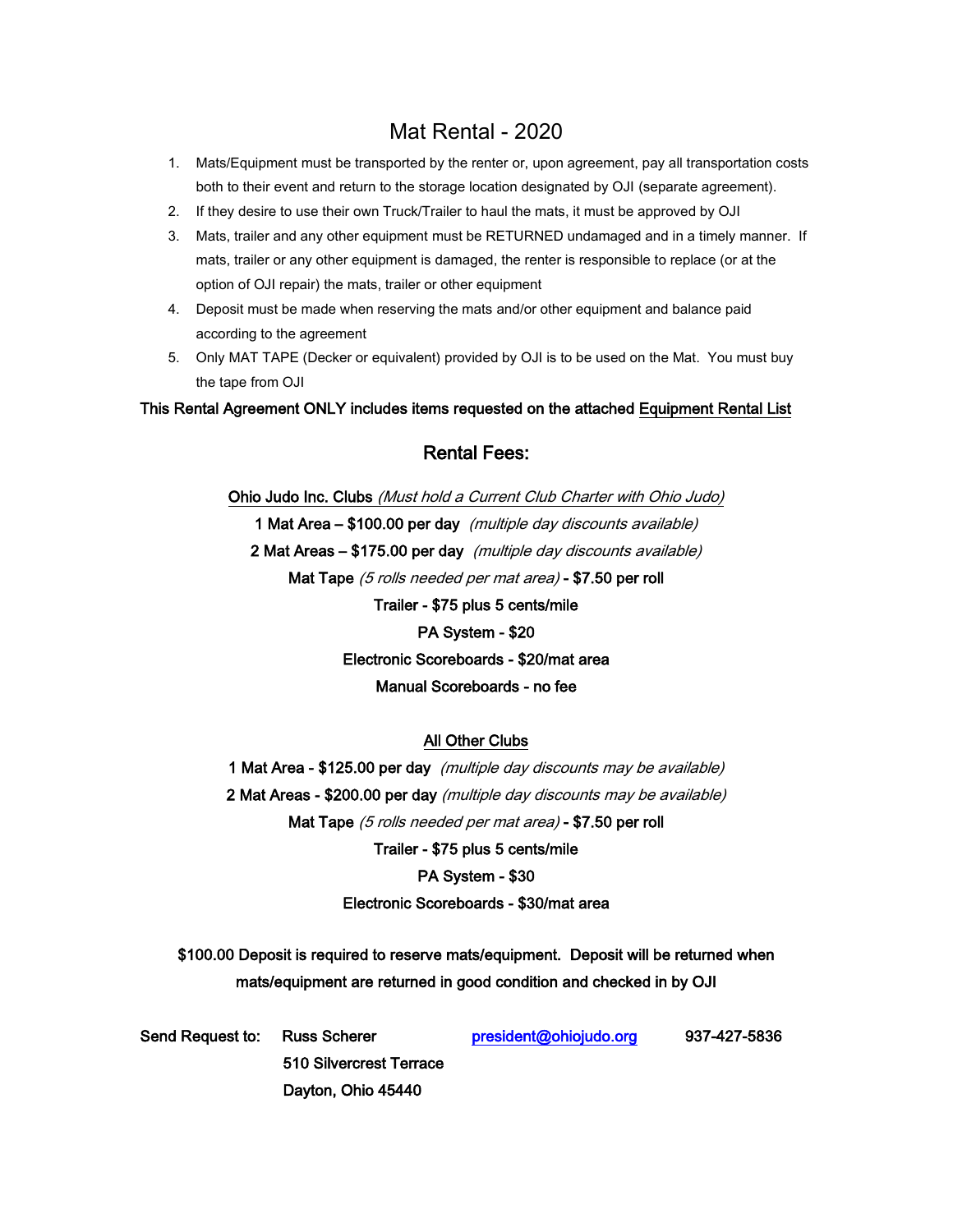# Mat Rental - 2020

1. Mats/Equipment must be transported by the renter or, upon agreement, pay all transportation costs both to their event and return to the storage location designated by OJI (separate agreement).
2. If they desire to use their own Truck/Trailer to haul the mats, it must be approved by OJI
3. Mats, trailer and any other equipment must be RETURNED undamaged and in a timely manner. If mats, trailer or any other equipment is damaged, the renter is responsible to replace (or at the option of OJI repair) the mats, trailer or other equipment
4. Deposit must be made when reserving the mats and/or other equipment and balance paid according to the agreement
5. Only MAT TAPE (Decker or equivalent) provided by OJI is to be used on the Mat. You must buy the tape from OJI

This Rental Agreement ONLY includes items requested on the attached Equipment Rental List

## Rental Fees:

Ohio Judo Inc. Clubs *(Must hold a Current Club Charter with Ohio Judo)*

1 Mat Area – $100.00 per day *(multiple day discounts available)*

2 Mat Areas – $175.00 per day *(multiple day discounts available)*

Mat Tape *(5 rolls needed per mat area)* - $7.50 per roll

Trailer - $75 plus 5 cents/mile

PA System - $20

Electronic Scoreboards - $20/mat area

Manual Scoreboards - no fee

All Other Clubs

1 Mat Area - $125.00 per day *(multiple day discounts may be available)*

2 Mat Areas - $200.00 per day *(multiple day discounts may be available)*

Mat Tape *(5 rolls needed per mat area)* - $7.50 per roll

Trailer - $75 plus 5 cents/mile

PA System - $30

Electronic Scoreboards - $30/mat area

$100.00 Deposit is required to reserve mats/equipment. Deposit will be returned when mats/equipment are returned in good condition and checked in by OJI

Send Request to: Russ Scherer president@ohiojudo.org 937-427-5836
510 Silvercrest Terrace
Dayton, Ohio 45440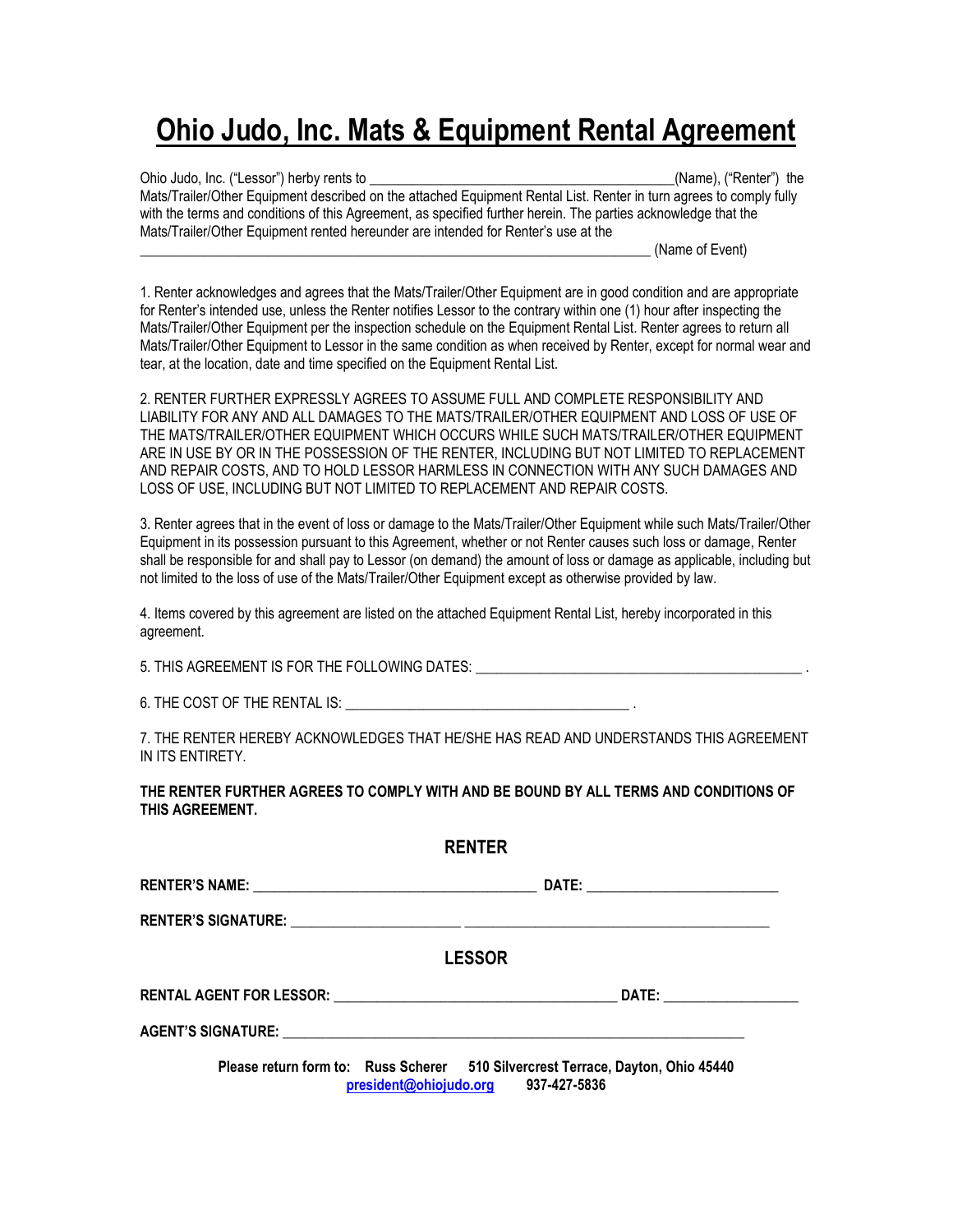# Ohio Judo, Inc. Mats & Equipment Rental Agreement

Ohio Judo, Inc. ("Lessor") herby rents to ___________________________________________(Name), ("Renter") the Mats/Trailer/Other Equipment described on the attached Equipment Rental List. Renter in turn agrees to comply fully with the terms and conditions of this Agreement, as specified further herein. The parties acknowledge that the Mats/Trailer/Other Equipment rented hereunder are intended for Renter's use at the ___________________________________________________________________________ (Name of Event)

1. Renter acknowledges and agrees that the Mats/Trailer/Other Equipment are in good condition and are appropriate for Renter's intended use, unless the Renter notifies Lessor to the contrary within one (1) hour after inspecting the Mats/Trailer/Other Equipment per the inspection schedule on the Equipment Rental List. Renter agrees to return all Mats/Trailer/Other Equipment to Lessor in the same condition as when received by Renter, except for normal wear and tear, at the location, date and time specified on the Equipment Rental List.

2. RENTER FURTHER EXPRESSLY AGREES TO ASSUME FULL AND COMPLETE RESPONSIBILITY AND LIABILITY FOR ANY AND ALL DAMAGES TO THE MATS/TRAILER/OTHER EQUIPMENT AND LOSS OF USE OF THE MATS/TRAILER/OTHER EQUIPMENT WHICH OCCURS WHILE SUCH MATS/TRAILER/OTHER EQUIPMENT ARE IN USE BY OR IN THE POSSESSION OF THE RENTER, INCLUDING BUT NOT LIMITED TO REPLACEMENT AND REPAIR COSTS, AND TO HOLD LESSOR HARMLESS IN CONNECTION WITH ANY SUCH DAMAGES AND LOSS OF USE, INCLUDING BUT NOT LIMITED TO REPLACEMENT AND REPAIR COSTS.

3. Renter agrees that in the event of loss or damage to the Mats/Trailer/Other Equipment while such Mats/Trailer/Other Equipment in its possession pursuant to this Agreement, whether or not Renter causes such loss or damage, Renter shall be responsible for and shall pay to Lessor (on demand) the amount of loss or damage as applicable, including but not limited to the loss of use of the Mats/Trailer/Other Equipment except as otherwise provided by law.

4. Items covered by this agreement are listed on the attached Equipment Rental List, hereby incorporated in this agreement.

5. THIS AGREEMENT IS FOR THE FOLLOWING DATES: ______________________________________________ .

6. THE COST OF THE RENTAL IS: ________________________________________ .

7. THE RENTER HEREBY ACKNOWLEDGES THAT HE/SHE HAS READ AND UNDERSTANDS THIS AGREEMENT IN ITS ENTIRETY.

**THE RENTER FURTHER AGREES TO COMPLY WITH AND BE BOUND BY ALL TERMS AND CONDITIONS OF THIS AGREEMENT.**

## RENTER

**RENTER'S NAME:** ________________________________________ **DATE:** ___________________________

**RENTER'S SIGNATURE:** ________________________ ___________________________________________

## LESSOR

**RENTAL AGENT FOR LESSOR:** ________________________________________ **DATE:** ___________________

**AGENT'S SIGNATURE:** ___________________________________________________________________

**Please return form to: Russ Scherer 510 Silvercrest Terrace, Dayton, Ohio 45440**
**president@ohiojudo.org 937-427-5836**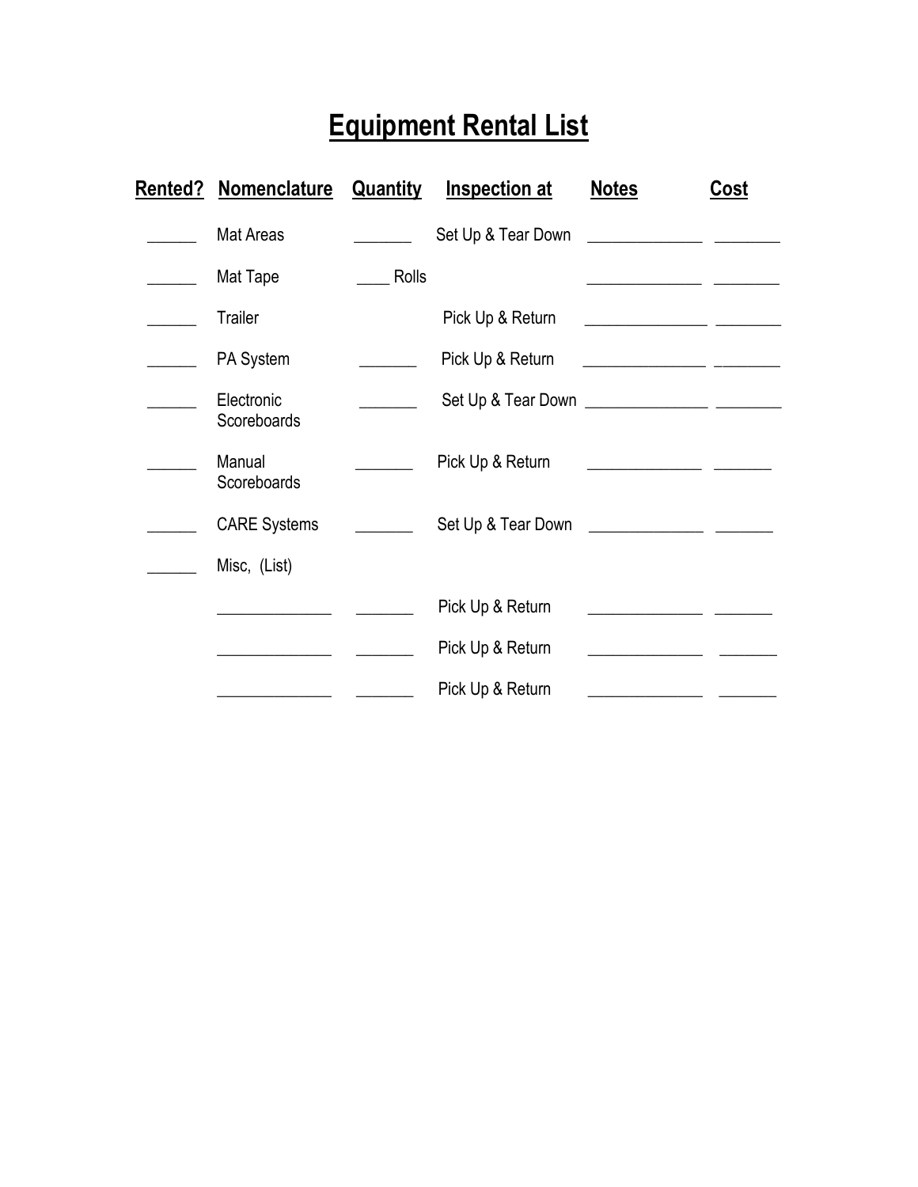# Equipment Rental List

| Rented? | Nomenclature | Quantity | Inspection at | Notes | Cost |
|---|---|---|---|---|---|
| ______ | Mat Areas | _______ | Set Up & Tear Down | ______________ | ________ |
| ______ | Mat Tape | ____ Rolls | | ______________ | ________ |
| ______ | Trailer | | Pick Up & Return | _______________ | ________ |
| ______ | PA System | _______ | Pick Up & Return | _______________ | ________ |
| ______ | Electronic Scoreboards | _______ | Set Up & Tear Down | _______________ | ________ |
| ______ | Manual Scoreboards | _______ | Pick Up & Return | ______________ | _______ |
| ______ | CARE Systems | _______ | Set Up & Tear Down | ______________ | _______ |
| ______ | Misc, (List) | | | | |
| | ______________ | _______ | Pick Up & Return | ______________ | _______ |
| | ______________ | _______ | Pick Up & Return | ______________ | _______ |
| | ______________ | _______ | Pick Up & Return | ______________ | _______ |